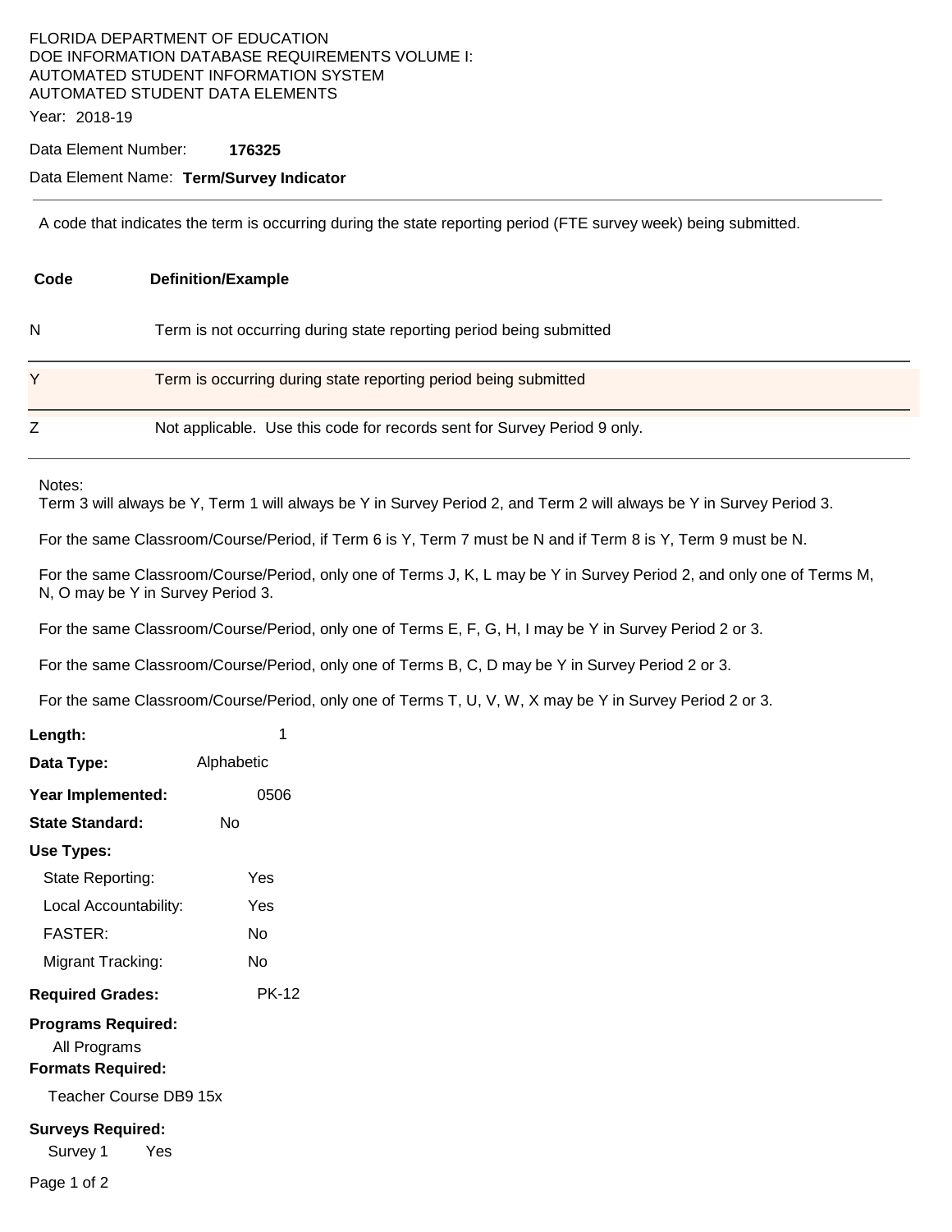FLORIDA DEPARTMENT OF EDUCATION
DOE INFORMATION DATABASE REQUIREMENTS VOLUME I:
AUTOMATED STUDENT INFORMATION SYSTEM
AUTOMATED STUDENT DATA ELEMENTS

Year: 2018-19

Data Element Number: **176325**

Data Element Name: **Term/Survey Indicator**

---

A code that indicates the term is occurring during the state reporting period (FTE survey week) being submitted.

| Code | Definition/Example |
|---|---|
| N | Term is not occurring during state reporting period being submitted |
| Y | Term is occurring during state reporting period being submitted |
| Z | Not applicable. Use this code for records sent for Survey Period 9 only. |

Notes:
Term 3 will always be Y, Term 1 will always be Y in Survey Period 2, and Term 2 will always be Y in Survey Period 3.

For the same Classroom/Course/Period, if Term 6 is Y, Term 7 must be N and if Term 8 is Y, Term 9 must be N.

For the same Classroom/Course/Period, only one of Terms J, K, L may be Y in Survey Period 2, and only one of Terms M, N, O may be Y in Survey Period 3.

For the same Classroom/Course/Period, only one of Terms E, F, G, H, I may be Y in Survey Period 2 or 3.

For the same Classroom/Course/Period, only one of Terms B, C, D may be Y in Survey Period 2 or 3.

For the same Classroom/Course/Period, only one of Terms T, U, V, W, X may be Y in Survey Period 2 or 3.

**Length:** 1

**Data Type:** Alphabetic

**Year Implemented:** 0506

**State Standard:** No

**Use Types:**

- State Reporting: Yes
- Local Accountability: Yes
- FASTER: No
- Migrant Tracking: No

**Required Grades:** PK-12

**Programs Required:**

All Programs

**Formats Required:**

Teacher Course DB9 15x

**Surveys Required:**

Survey 1 Yes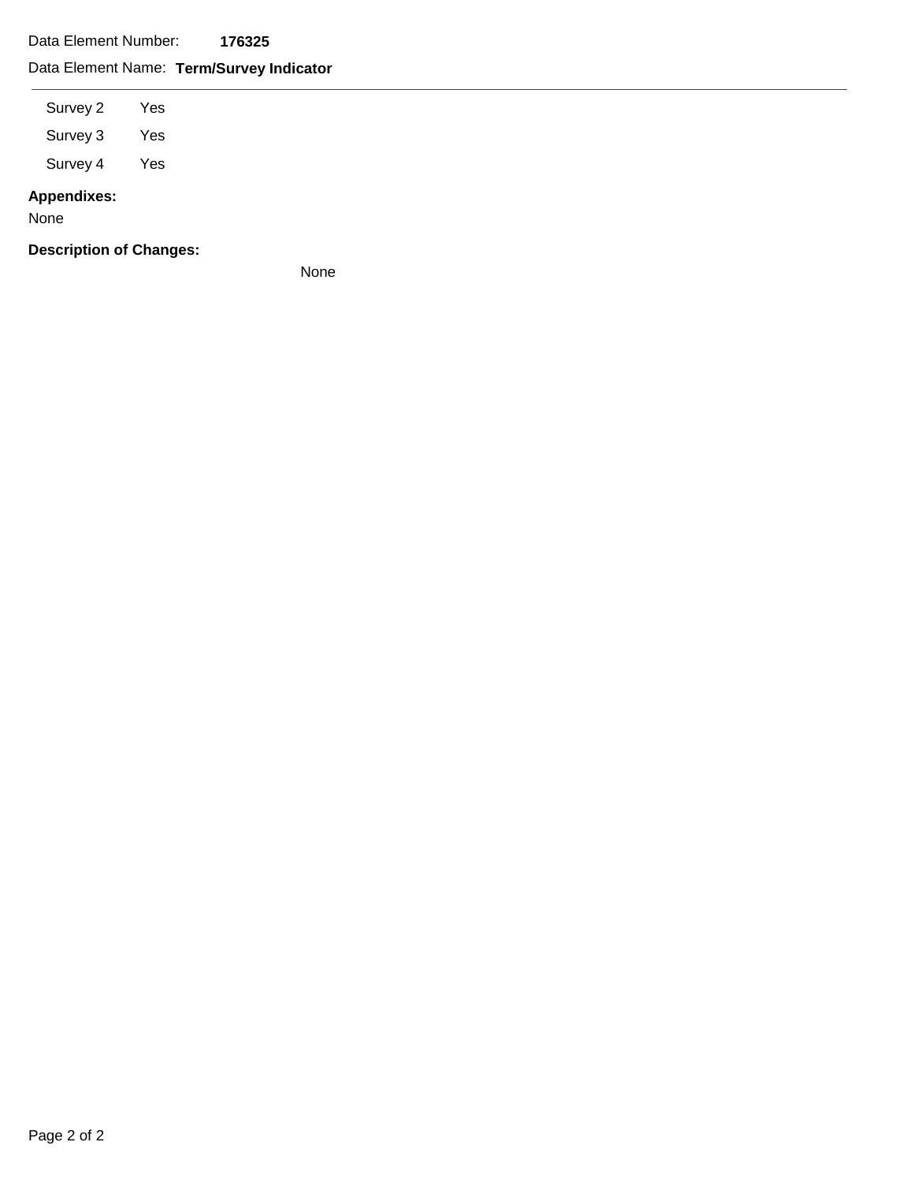Data Element Number: **176325**

Data Element Name: **Term/Survey Indicator**

| | |
|---|---|
| Survey 2 | Yes |
| Survey 3 | Yes |
| Survey 4 | Yes |

**Appendixes:**

None

**Description of Changes:**

None